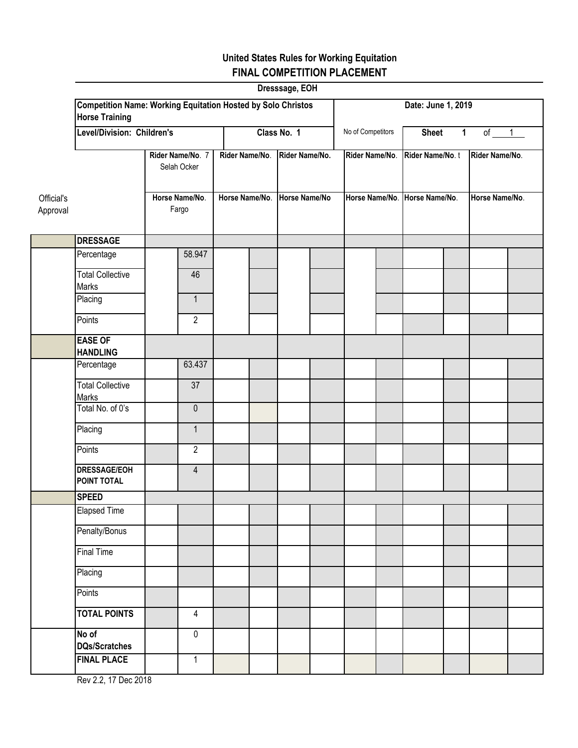# United States Rules for Working Equitation

## FINAL COMPETITION PLACEMENT

**Dresssage, EOH**

**Competition Name: Working Equitation Hosted by Solo Christos Horse Training**

**Date: June 1, 2019**

**Level/Division: Children's** | **Class No. 1** | No of Competitors | **Sheet 1 of 1**

| Official's Approval | | Rider Name/No. 7 Selah Ocker / Horse Name/No. Fargo | | Rider Name/No. / Horse Name/No. | | Rider Name/No. / Horse Name/No | | Rider Name/No. / Horse Name/No. | | Rider Name/No. t / Horse Name/No. | | Rider Name/No. / Horse Name/No. | |
|---|---|---|---|---|---|---|---|---|---|---|---|---|---|
| | **DRESSAGE** | | | | | | | | | | | | |
| | Percentage | | 58.947 | | | | | | | | | | |
| | Total Collective Marks | | 46 | | | | | | | | | | |
| | Placing | | 1 | | | | | | | | | | |
| | Points | | 2 | | | | | | | | | | |
| | **EASE OF HANDLING** | | | | | | | | | | | | |
| | Percentage | | 63.437 | | | | | | | | | | |
| | Total Collective Marks | | 37 | | | | | | | | | | |
| | Total No. of 0's | | 0 | | | | | | | | | | |
| | Placing | | 1 | | | | | | | | | | |
| | Points | | 2 | | | | | | | | | | |
| | **DRESSAGE/EOH POINT TOTAL** | | 4 | | | | | | | | | | |
| | **SPEED** | | | | | | | | | | | | |
| | Elapsed Time | | | | | | | | | | | | |
| | Penalty/Bonus | | | | | | | | | | | | |
| | Final Time | | | | | | | | | | | | |
| | Placing | | | | | | | | | | | | |
| | Points | | | | | | | | | | | | |
| | **TOTAL POINTS** | | 4 | | | | | | | | | | |
| | **No of DQs/Scratches** | | 0 | | | | | | | | | | |
| | **FINAL PLACE** | | 1 | | | | | | | | | | |

Rev 2.2, 17 Dec 2018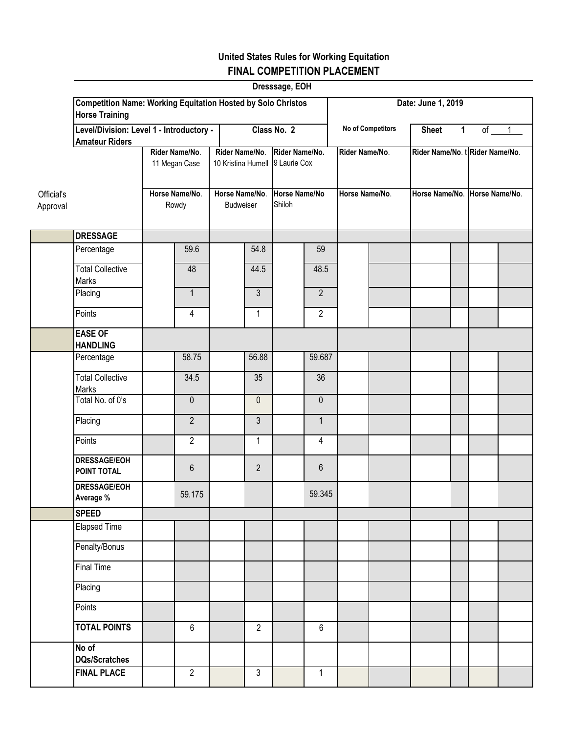## United States Rules for Working Equitation
## FINAL COMPETITION PLACEMENT

**Dresssage, EOH**

| | | | | | | |
|---|---|---|---|---|---|---|
| **Competition Name: Working Equitation Hosted by Solo Christos Horse Training** | | | | **Date: June 1, 2019** | | |
| **Level/Division: Level 1 - Introductory - Amateur Riders** | | **Class No. 2** | | **No of Competitors** | **Sheet 1 of 1** | |
| Official's Approval | | **Rider Name/No.** 11 Megan Case | **Rider Name/No.** 10 Kristina Humell | **Rider Name/No.** 9 Laurie Cox | **Rider Name/No.** | **Rider Name/No.** | **Rider Name/No.** |
| | | **Horse Name/No.** Rowdy | **Horse Name/No.** Budweiser | **Horse Name/No** Shiloh | **Horse Name/No.** | **Horse Name/No.** | **Horse Name/No.** |
| | **DRESSAGE** | | | | | | |
| | Percentage | 59.6 | 54.8 | 59 | | | |
| | Total Collective Marks | 48 | 44.5 | 48.5 | | | |
| | Placing | 1 | 3 | 2 | | | |
| | Points | 4 | 1 | 2 | | | |
| | **EASE OF HANDLING** | | | | | | |
| | Percentage | 58.75 | 56.88 | 59.687 | | | |
| | Total Collective Marks | 34.5 | 35 | 36 | | | |
| | Total No. of 0's | 0 | 0 | 0 | | | |
| | Placing | 2 | 3 | 1 | | | |
| | Points | 2 | 1 | 4 | | | |
| | **DRESSAGE/EOH POINT TOTAL** | 6 | 2 | 6 | | | |
| | **DRESSAGE/EOH Average %** | 59.175 | | 59.345 | | | |
| | **SPEED** | | | | | | |
| | Elapsed Time | | | | | | |
| | Penalty/Bonus | | | | | | |
| | Final Time | | | | | | |
| | Placing | | | | | | |
| | Points | | | | | | |
| | **TOTAL POINTS** | 6 | 2 | 6 | | | |
| | **No of DQs/Scratches** | | | | | | |
| | **FINAL PLACE** | 2 | 3 | 1 | | | |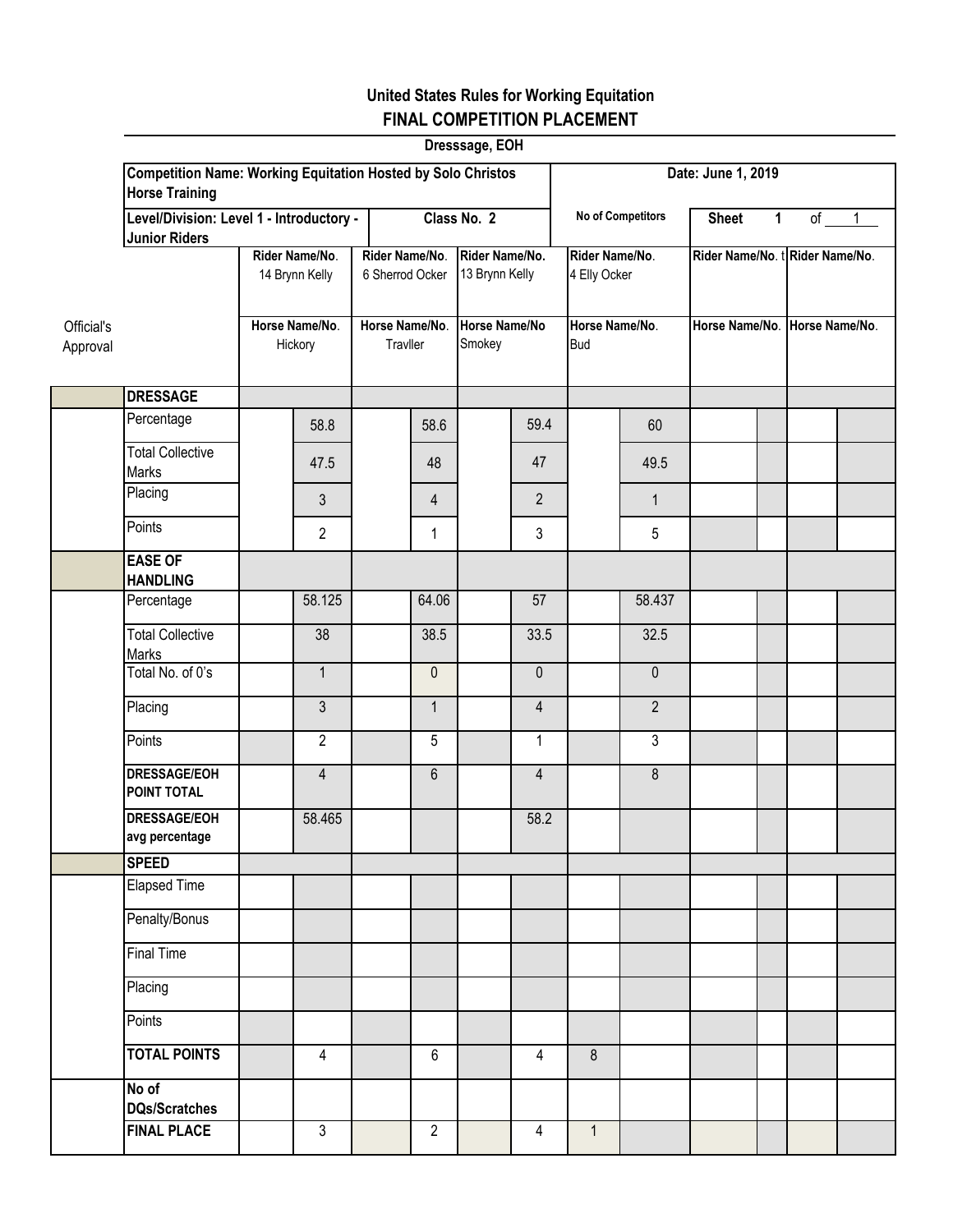# United States Rules for Working Equitation

## FINAL COMPETITION PLACEMENT

**Dresssage, EOH**

| | Competition Name: Working Equitation Hosted by Solo Christos Horse Training | | | | | Date: June 1, 2019 | |
|---|---|---|---|---|---|---|---|
| | **Level/Division: Level 1 - Introductory - Junior Riders** | Class No. 2 | | | No of Competitors | Sheet 1 of 1 | |
| **Official's Approval** | | Rider Name/No. 14 Brynn Kelly / Horse Name/No. Hickory | Rider Name/No. 6 Sherrod Ocker / Horse Name/No. Travller | Rider Name/No. 13 Brynn Kelly / Horse Name/No Smokey | Rider Name/No. 4 Elly Ocker / Horse Name/No. Bud | Rider Name/No. / Horse Name/No. | Rider Name/No. / Horse Name/No. |
| | **DRESSAGE** | | | | | | |
| | Percentage | 58.8 | 58.6 | 59.4 | 60 | | |
| | Total Collective Marks | 47.5 | 48 | 47 | 49.5 | | |
| | Placing | 3 | 4 | 2 | 1 | | |
| | Points | 2 | 1 | 3 | 5 | | |
| | **EASE OF HANDLING** | | | | | | |
| | Percentage | 58.125 | 64.06 | 57 | 58.437 | | |
| | Total Collective Marks | 38 | 38.5 | 33.5 | 32.5 | | |
| | Total No. of 0's | 1 | 0 | 0 | 0 | | |
| | Placing | 3 | 1 | 4 | 2 | | |
| | Points | 2 | 5 | 1 | 3 | | |
| | **DRESSAGE/EOH POINT TOTAL** | 4 | 6 | 4 | 8 | | |
| | **DRESSAGE/EOH avg percentage** | 58.465 | | 58.2 | | | |
| | **SPEED** | | | | | | |
| | Elapsed Time | | | | | | |
| | Penalty/Bonus | | | | | | |
| | Final Time | | | | | | |
| | Placing | | | | | | |
| | Points | | | | | | |
| | **TOTAL POINTS** | 4 | 6 | 4 | 8 | | |
| | **No of DQs/Scratches** | | | | | | |
| | **FINAL PLACE** | 3 | 2 | 4 | 1 | | |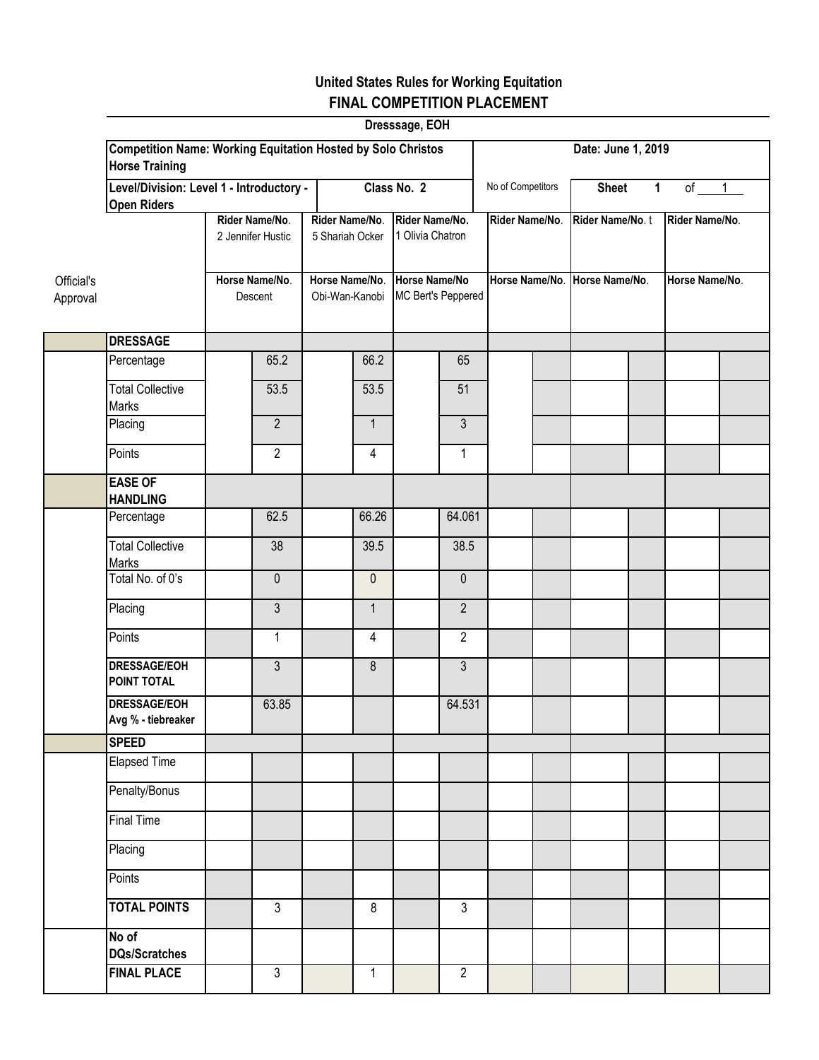# United States Rules for Working Equitation

## FINAL COMPETITION PLACEMENT

**Dresssage, EOH**

| **Competition Name: Working Equitation Hosted by Solo Christos Horse Training** | | **Date: June 1, 2019** | |
|---|---|---|---|
| **Level/Division: Level 1 - Introductory - Open Riders** | **Class No. 2** | No of Competitors | **Sheet** 1 of 1 |

| Official's Approval | | Rider Name/No. 2 Jennifer Hustic | Rider Name/No. 5 Shariah Ocker | Rider Name/No. 1 Olivia Chatron | Rider Name/No. | Rider Name/No. t | Rider Name/No. |
|---|---|---|---|---|---|---|---|
| | | Horse Name/No. Descent | Horse Name/No. Obi-Wan-Kanobi | Horse Name/No MC Bert's Peppered | Horse Name/No. | Horse Name/No. | Horse Name/No. |
| | **DRESSAGE** | | | | | | |
| | Percentage | 65.2 | 66.2 | 65 | | | |
| | Total Collective Marks | 53.5 | 53.5 | 51 | | | |
| | Placing | 2 | 1 | 3 | | | |
| | Points | 2 | 4 | 1 | | | |
| | **EASE OF HANDLING** | | | | | | |
| | Percentage | 62.5 | 66.26 | 64.061 | | | |
| | Total Collective Marks | 38 | 39.5 | 38.5 | | | |
| | Total No. of 0's | 0 | 0 | 0 | | | |
| | Placing | 3 | 1 | 2 | | | |
| | Points | 1 | 4 | 2 | | | |
| | **DRESSAGE/EOH POINT TOTAL** | 3 | 8 | 3 | | | |
| | **DRESSAGE/EOH Avg % - tiebreaker** | 63.85 | | 64.531 | | | |
| | **SPEED** | | | | | | |
| | Elapsed Time | | | | | | |
| | Penalty/Bonus | | | | | | |
| | Final Time | | | | | | |
| | Placing | | | | | | |
| | Points | | | | | | |
| | **TOTAL POINTS** | 3 | 8 | 3 | | | |
| | **No of DQs/Scratches** | | | | | | |
| | **FINAL PLACE** | 3 | 1 | 2 | | | |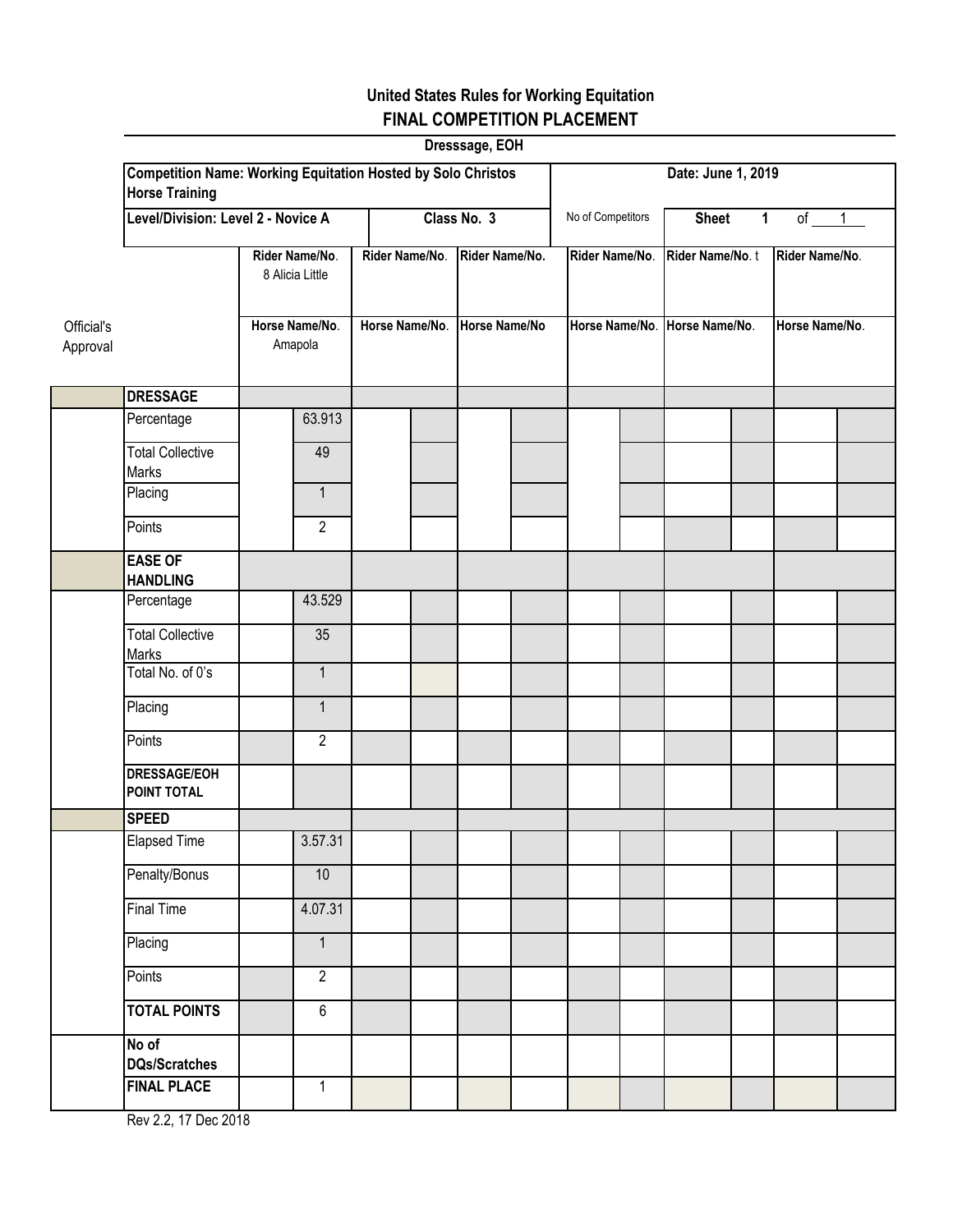**United States Rules for Working Equitation**

**FINAL COMPETITION PLACEMENT**

**Dresssage, EOH**

| **Competition Name: Working Equitation Hosted by Solo Christos Horse Training** | | | | **Date: June 1, 2019** | |
|---|---|---|---|---|---|
| **Level/Division: Level 2 - Novice A** | **Class No. 3** | | No of Competitors | **Sheet 1** | of 1 |

| Official's Approval | | Rider Name/No. 8 Alicia Little / Horse Name/No. Amapola | Rider Name/No. / Horse Name/No. | Rider Name/No. / Horse Name/No | Rider Name/No. / Horse Name/No. | Rider Name/No. t / Horse Name/No. | Rider Name/No. / Horse Name/No. |
|---|---|---|---|---|---|---|---|
| | **DRESSAGE** | | | | | | |
| | Percentage | 63.913 | | | | | |
| | Total Collective Marks | 49 | | | | | |
| | Placing | 1 | | | | | |
| | Points | 2 | | | | | |
| | **EASE OF HANDLING** | | | | | | |
| | Percentage | 43.529 | | | | | |
| | Total Collective Marks | 35 | | | | | |
| | Total No. of 0's | 1 | | | | | |
| | Placing | 1 | | | | | |
| | Points | 2 | | | | | |
| | **DRESSAGE/EOH POINT TOTAL** | | | | | | |
| | **SPEED** | | | | | | |
| | Elapsed Time | 3.57.31 | | | | | |
| | Penalty/Bonus | 10 | | | | | |
| | Final Time | 4.07.31 | | | | | |
| | Placing | 1 | | | | | |
| | Points | 2 | | | | | |
| | **TOTAL POINTS** | 6 | | | | | |
| | **No of DQs/Scratches** | | | | | | |
| | **FINAL PLACE** | 1 | | | | | |

Rev 2.2, 17 Dec 2018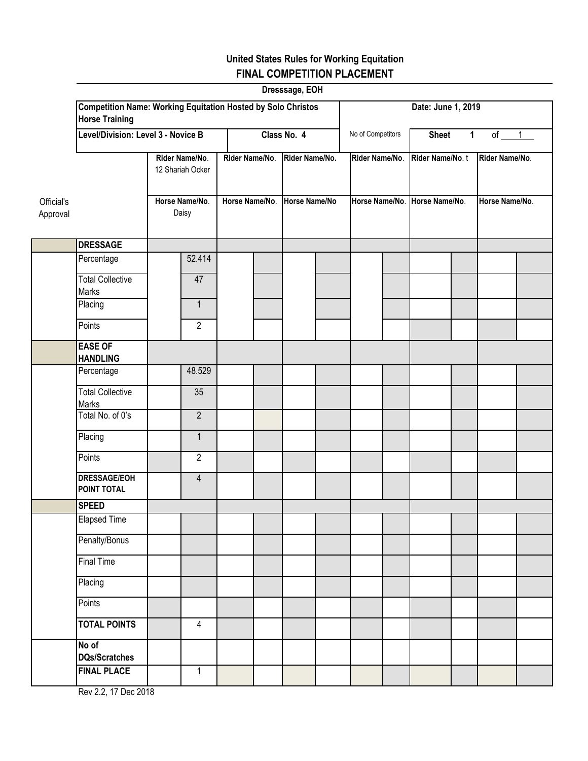## United States Rules for Working Equitation
## FINAL COMPETITION PLACEMENT

**Dresssage, EOH**

| **Competition Name: Working Equitation Hosted by Solo Christos Horse Training** | | **Date: June 1, 2019** | |
|---|---|---|---|
| **Level/Division: Level 3 - Novice B** | **Class No. 4** | No of Competitors | **Sheet 1 of 1** |

| Official's Approval | | Rider Name/No. 12 Shariah Ocker / Horse Name/No. Daisy | | Rider Name/No. / Horse Name/No. | | Rider Name/No. / Horse Name/No | | Rider Name/No. / Horse Name/No. | | Rider Name/No. t / Horse Name/No. | | Rider Name/No. / Horse Name/No. | |
|---|---|---|---|---|---|---|---|---|---|---|---|---|---|
| | **DRESSAGE** | | | | | | | | | | | | |
| | Percentage | | 52.414 | | | | | | | | | | |
| | Total Collective Marks | | 47 | | | | | | | | | | |
| | Placing | | 1 | | | | | | | | | | |
| | Points | | 2 | | | | | | | | | | |
| | **EASE OF HANDLING** | | | | | | | | | | | | |
| | Percentage | | 48.529 | | | | | | | | | | |
| | Total Collective Marks | | 35 | | | | | | | | | | |
| | Total No. of 0's | | 2 | | | | | | | | | | |
| | Placing | | 1 | | | | | | | | | | |
| | Points | | 2 | | | | | | | | | | |
| | **DRESSAGE/EOH POINT TOTAL** | | 4 | | | | | | | | | | |
| | **SPEED** | | | | | | | | | | | | |
| | Elapsed Time | | | | | | | | | | | | |
| | Penalty/Bonus | | | | | | | | | | | | |
| | Final Time | | | | | | | | | | | | |
| | Placing | | | | | | | | | | | | |
| | Points | | | | | | | | | | | | |
| | **TOTAL POINTS** | | 4 | | | | | | | | | | |
| | **No of DQs/Scratches** | | | | | | | | | | | | |
| | **FINAL PLACE** | | 1 | | | | | | | | | | |

Rev 2.2, 17 Dec 2018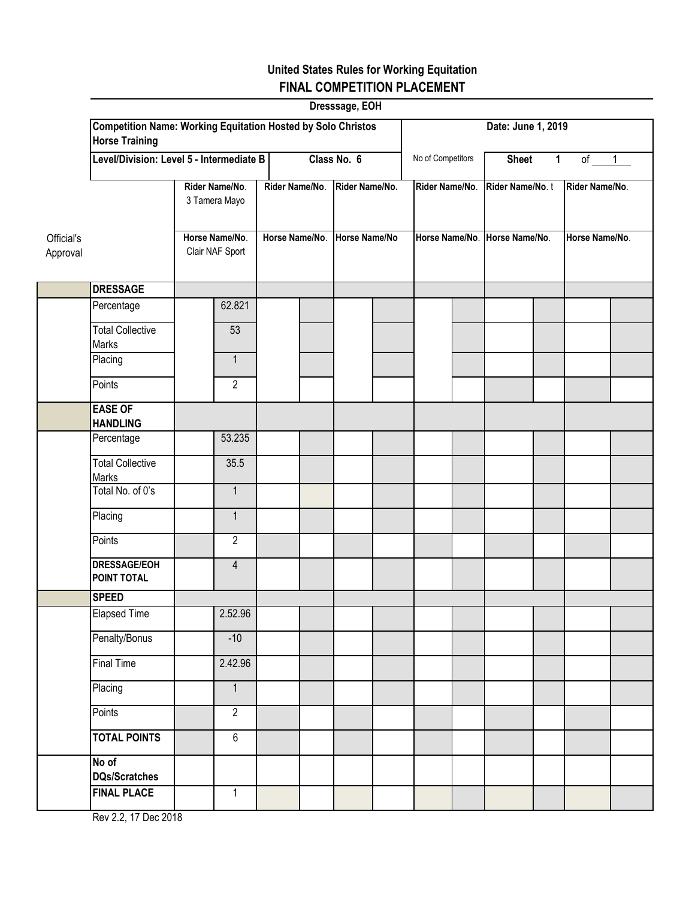## United States Rules for Working Equitation
## FINAL COMPETITION PLACEMENT

**Dresssage, EOH**

| | | | | | | |
|---|---|---|---|---|---|---|
| **Competition Name: Working Equitation Hosted by Solo Christos Horse Training** | | | | **Date: June 1, 2019** | | |
| **Level/Division: Level 5 - Intermediate B** | | **Class No. 6** | | No of Competitors | **Sheet 1** | of 1 |

| Official's Approval | | Rider Name/No. 3 Tamera Mayo / Horse Name/No. Clair NAF Sport | Rider Name/No. / Horse Name/No. | Rider Name/No. / Horse Name/No | Rider Name/No. / Horse Name/No. | Rider Name/No. t / Horse Name/No. | Rider Name/No. / Horse Name/No. |
|---|---|---|---|---|---|---|---|
| | **DRESSAGE** | | | | | | |
| | Percentage | 62.821 | | | | | |
| | Total Collective Marks | 53 | | | | | |
| | Placing | 1 | | | | | |
| | Points | 2 | | | | | |
| | **EASE OF HANDLING** | | | | | | |
| | Percentage | 53.235 | | | | | |
| | Total Collective Marks | 35.5 | | | | | |
| | Total No. of 0's | 1 | | | | | |
| | Placing | 1 | | | | | |
| | Points | 2 | | | | | |
| | **DRESSAGE/EOH POINT TOTAL** | 4 | | | | | |
| | **SPEED** | | | | | | |
| | Elapsed Time | 2.52.96 | | | | | |
| | Penalty/Bonus | -10 | | | | | |
| | Final Time | 2.42.96 | | | | | |
| | Placing | 1 | | | | | |
| | Points | 2 | | | | | |
| | **TOTAL POINTS** | 6 | | | | | |
| | **No of DQs/Scratches** | | | | | | |
| | **FINAL PLACE** | 1 | | | | | |

Rev 2.2, 17 Dec 2018